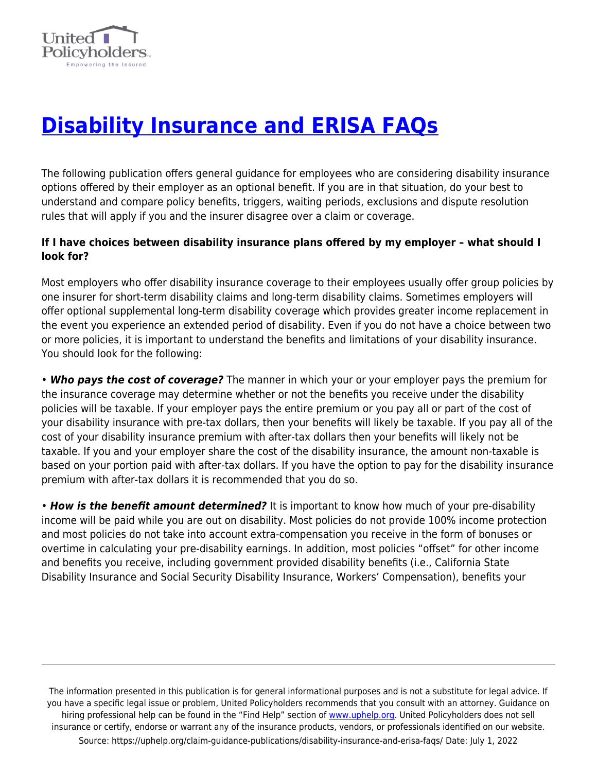# Disability Insurance and ERISA FAQs

The following publication offers general guidance for employees who are considering disability insurance options offered by their employer as an optional benefit. If you are in that situation, do your best to understand and compare policy benefits, triggers, waiting periods, exclusions and dispute resolution rules that will apply if you and the insurer disagree over a claim or coverage.

**If I have choices between disability insurance plans offered by my employer – what should I look for?**

Most employers who offer disability insurance coverage to their employees usually offer group policies by one insurer for short-term disability claims and long-term disability claims. Sometimes employers will offer optional supplemental long-term disability coverage which provides greater income replacement in the event you experience an extended period of disability. Even if you do not have a choice between two or more policies, it is important to understand the benefits and limitations of your disability insurance. You should look for the following:

• ***Who pays the cost of coverage?*** The manner in which your or your employer pays the premium for the insurance coverage may determine whether or not the benefits you receive under the disability policies will be taxable. If your employer pays the entire premium or you pay all or part of the cost of your disability insurance with pre-tax dollars, then your benefits will likely be taxable. If you pay all of the cost of your disability insurance premium with after-tax dollars then your benefits will likely not be taxable. If you and your employer share the cost of the disability insurance, the amount non-taxable is based on your portion paid with after-tax dollars. If you have the option to pay for the disability insurance premium with after-tax dollars it is recommended that you do so.

• ***How is the benefit amount determined?*** It is important to know how much of your pre-disability income will be paid while you are out on disability. Most policies do not provide 100% income protection and most policies do not take into account extra-compensation you receive in the form of bonuses or overtime in calculating your pre-disability earnings. In addition, most policies "offset" for other income and benefits you receive, including government provided disability benefits (i.e., California State Disability Insurance and Social Security Disability Insurance, Workers' Compensation), benefits your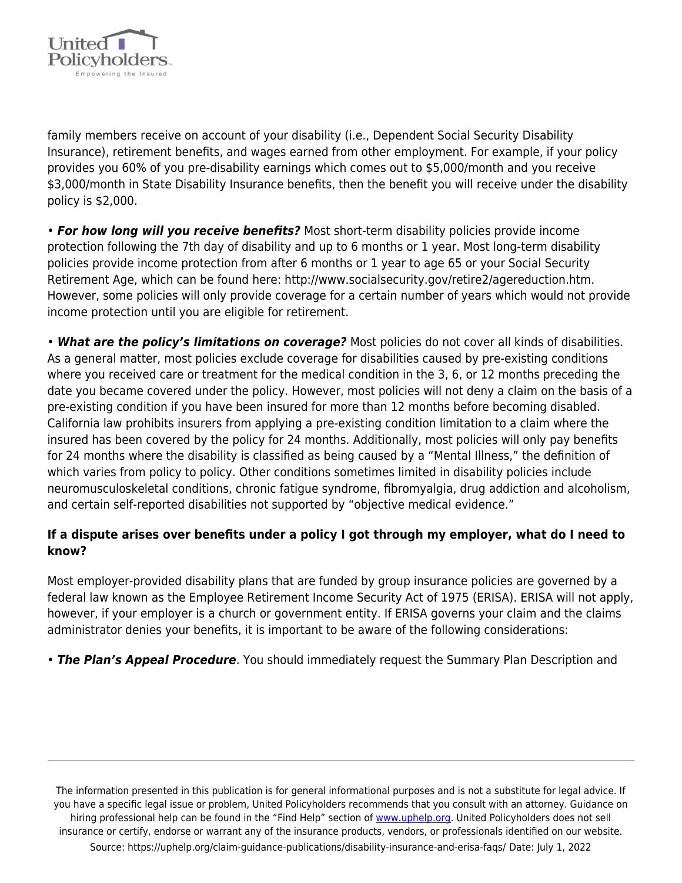family members receive on account of your disability (i.e., Dependent Social Security Disability Insurance), retirement benefits, and wages earned from other employment. For example, if your policy provides you 60% of you pre-disability earnings which comes out to $5,000/month and you receive $3,000/month in State Disability Insurance benefits, then the benefit you will receive under the disability policy is $2,000.

• ***For how long will you receive benefits?*** Most short-term disability policies provide income protection following the 7th day of disability and up to 6 months or 1 year. Most long-term disability policies provide income protection from after 6 months or 1 year to age 65 or your Social Security Retirement Age, which can be found here: http://www.socialsecurity.gov/retire2/agereduction.htm. However, some policies will only provide coverage for a certain number of years which would not provide income protection until you are eligible for retirement.

• ***What are the policy's limitations on coverage?*** Most policies do not cover all kinds of disabilities. As a general matter, most policies exclude coverage for disabilities caused by pre-existing conditions where you received care or treatment for the medical condition in the 3, 6, or 12 months preceding the date you became covered under the policy. However, most policies will not deny a claim on the basis of a pre-existing condition if you have been insured for more than 12 months before becoming disabled. California law prohibits insurers from applying a pre-existing condition limitation to a claim where the insured has been covered by the policy for 24 months. Additionally, most policies will only pay benefits for 24 months where the disability is classified as being caused by a "Mental Illness," the definition of which varies from policy to policy. Other conditions sometimes limited in disability policies include neuromusculoskeletal conditions, chronic fatigue syndrome, fibromyalgia, drug addiction and alcoholism, and certain self-reported disabilities not supported by "objective medical evidence."

### If a dispute arises over benefits under a policy I got through my employer, what do I need to know?

Most employer-provided disability plans that are funded by group insurance policies are governed by a federal law known as the Employee Retirement Income Security Act of 1975 (ERISA). ERISA will not apply, however, if your employer is a church or government entity. If ERISA governs your claim and the claims administrator denies your benefits, it is important to be aware of the following considerations:

• ***The Plan's Appeal Procedure***. You should immediately request the Summary Plan Description and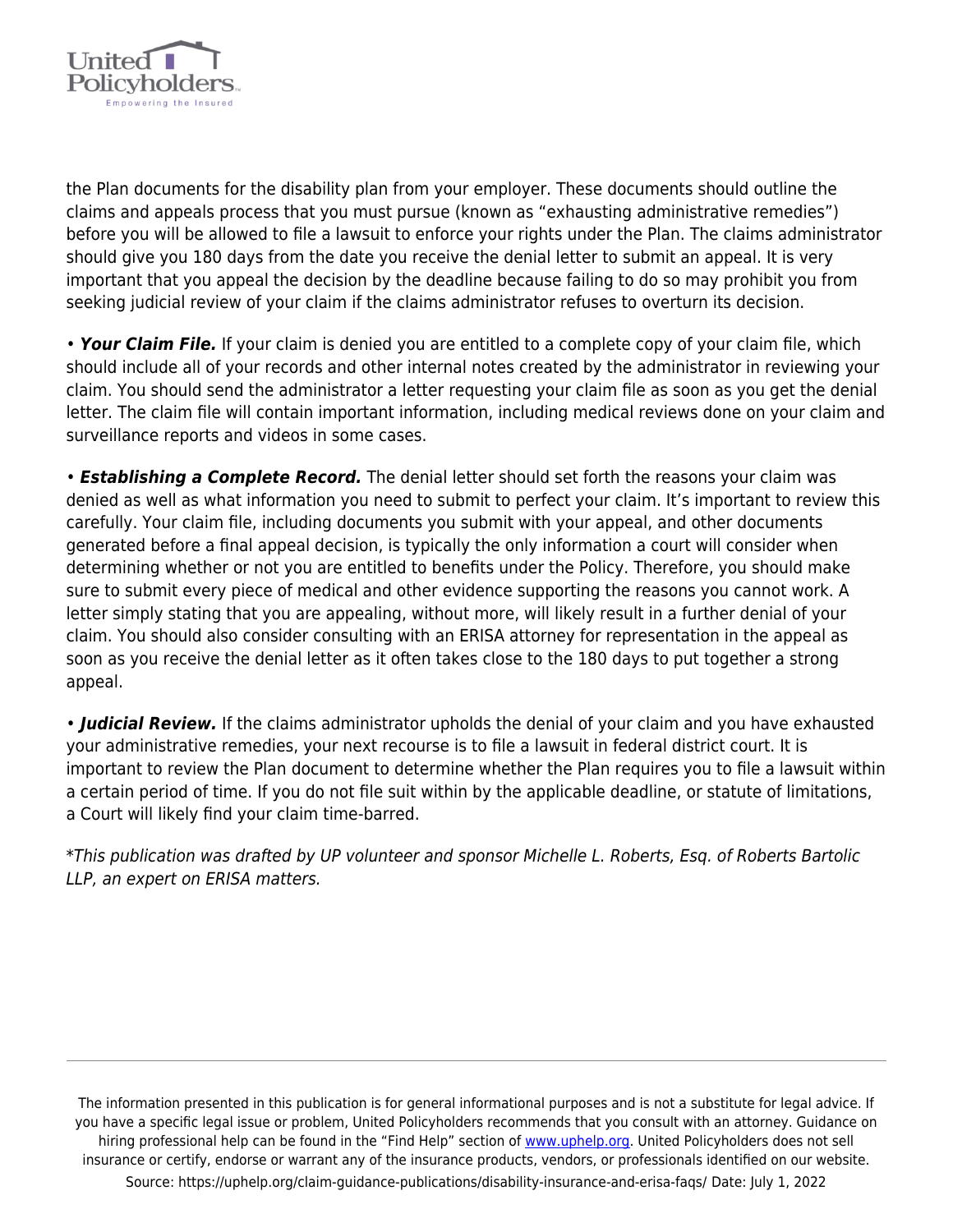the Plan documents for the disability plan from your employer. These documents should outline the claims and appeals process that you must pursue (known as "exhausting administrative remedies") before you will be allowed to file a lawsuit to enforce your rights under the Plan. The claims administrator should give you 180 days from the date you receive the denial letter to submit an appeal. It is very important that you appeal the decision by the deadline because failing to do so may prohibit you from seeking judicial review of your claim if the claims administrator refuses to overturn its decision.

• ***Your Claim File.*** If your claim is denied you are entitled to a complete copy of your claim file, which should include all of your records and other internal notes created by the administrator in reviewing your claim. You should send the administrator a letter requesting your claim file as soon as you get the denial letter. The claim file will contain important information, including medical reviews done on your claim and surveillance reports and videos in some cases.

• ***Establishing a Complete Record.*** The denial letter should set forth the reasons your claim was denied as well as what information you need to submit to perfect your claim. It's important to review this carefully. Your claim file, including documents you submit with your appeal, and other documents generated before a final appeal decision, is typically the only information a court will consider when determining whether or not you are entitled to benefits under the Policy. Therefore, you should make sure to submit every piece of medical and other evidence supporting the reasons you cannot work. A letter simply stating that you are appealing, without more, will likely result in a further denial of your claim. You should also consider consulting with an ERISA attorney for representation in the appeal as soon as you receive the denial letter as it often takes close to the 180 days to put together a strong appeal.

• ***Judicial Review.*** If the claims administrator upholds the denial of your claim and you have exhausted your administrative remedies, your next recourse is to file a lawsuit in federal district court. It is important to review the Plan document to determine whether the Plan requires you to file a lawsuit within a certain period of time. If you do not file suit within by the applicable deadline, or statute of limitations, a Court will likely find your claim time-barred.

*\*This publication was drafted by UP volunteer and sponsor Michelle L. Roberts, Esq. of Roberts Bartolic LLP, an expert on ERISA matters.*

The information presented in this publication is for general informational purposes and is not a substitute for legal advice. If you have a specific legal issue or problem, United Policyholders recommends that you consult with an attorney. Guidance on hiring professional help can be found in the "Find Help" section of www.uphelp.org. United Policyholders does not sell insurance or certify, endorse or warrant any of the insurance products, vendors, or professionals identified on our website.

Source: https://uphelp.org/claim-guidance-publications/disability-insurance-and-erisa-faqs/ Date: July 1, 2022